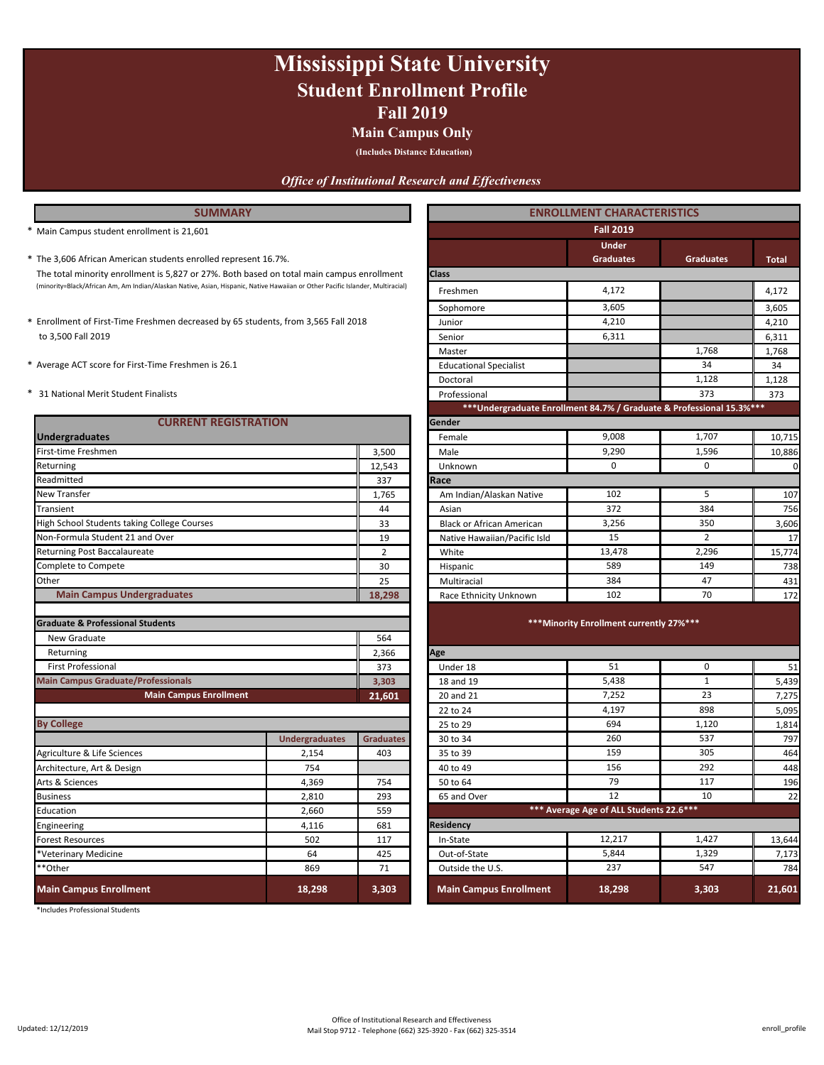# Mississippi State University

## Student Enrollment Profile

## Fall 2019

### Main Campus Only

**(Includes Distance Education)**

*Office of Institutional Research and Effectiveness*

## SUMMARY

* Main Campus student enrollment is 21,601

* The 3,606 African American students enrolled represent 16.7%. The total minority enrollment is 5,827 or 27%. Both based on total main campus enrollment (minority=Black/African Am, Am Indian/Alaskan Native, Asian, Hispanic, Native Hawaiian or Other Pacific Islander, Multiracial)

* Enrollment of First-Time Freshmen decreased by 65 students, from 3,565 Fall 2018 to 3,500 Fall 2019

* Average ACT score for First-Time Freshmen is 26.1

* 31 National Merit Student Finalists

## CURRENT REGISTRATION

| **Undergraduates** | |
|---|---|
| First-time Freshmen | 3,500 |
| Returning | 12,543 |
| Readmitted | 337 |
| New Transfer | 1,765 |
| Transient | 44 |
| High School Students taking College Courses | 33 |
| Non-Formula Student 21 and Over | 19 |
| Returning Post Baccalaureate | 2 |
| Complete to Compete | 30 |
| Other | 25 |
| **Main Campus Undergraduates** | **18,298** |
| **Graduate & Professional Students** | |
| New Graduate | 564 |
| Returning | 2,366 |
| First Professional | 373 |
| **Main Campus Graduate/Professionals** | **3,303** |
| **Main Campus Enrollment** | **21,601** |

| **By College** | **Undergraduates** | **Graduates** |
|---|---|---|
| Agriculture & Life Sciences | 2,154 | 403 |
| Architecture, Art & Design | 754 | |
| Arts & Sciences | 4,369 | 754 |
| Business | 2,810 | 293 |
| Education | 2,660 | 559 |
| Engineering | 4,116 | 681 |
| Forest Resources | 502 | 117 |
| *Veterinary Medicine | 64 | 425 |
| **Other | 869 | 71 |
| **Main Campus Enrollment** | **18,298** | **3,303** |

*Includes Professional Students

## ENROLLMENT CHARACTERISTICS

| Fall 2019 | Under Graduates | Graduates | Total |
|---|---|---|---|
| **Class** | | | |
| Freshmen | 4,172 | | 4,172 |
| Sophomore | 3,605 | | 3,605 |
| Junior | 4,210 | | 4,210 |
| Senior | 6,311 | | 6,311 |
| Master | | 1,768 | 1,768 |
| Educational Specialist | | 34 | 34 |
| Doctoral | | 1,128 | 1,128 |
| Professional | | 373 | 373 |
| ***Undergraduate Enrollment 84.7% / Graduate & Professional 15.3%*** | | | |
| **Gender** | | | |
| Female | 9,008 | 1,707 | 10,715 |
| Male | 9,290 | 1,596 | 10,886 |
| Unknown | 0 | 0 | 0 |
| **Race** | | | |
| Am Indian/Alaskan Native | 102 | 5 | 107 |
| Asian | 372 | 384 | 756 |
| Black or African American | 3,256 | 350 | 3,606 |
| Native Hawaiian/Pacific Isld | 15 | 2 | 17 |
| White | 13,478 | 2,296 | 15,774 |
| Hispanic | 589 | 149 | 738 |
| Multiracial | 384 | 47 | 431 |
| Race Ethnicity Unknown | 102 | 70 | 172 |
| ***Minority Enrollment currently 27%*** | | | |
| **Age** | | | |
| Under 18 | 51 | 0 | 51 |
| 18 and 19 | 5,438 | 1 | 5,439 |
| 20 and 21 | 7,252 | 23 | 7,275 |
| 22 to 24 | 4,197 | 898 | 5,095 |
| 25 to 29 | 694 | 1,120 | 1,814 |
| 30 to 34 | 260 | 537 | 797 |
| 35 to 39 | 159 | 305 | 464 |
| 40 to 49 | 156 | 292 | 448 |
| 50 to 64 | 79 | 117 | 196 |
| 65 and Over | 12 | 10 | 22 |
| *** Average Age of ALL Students 22.6*** | | | |
| **Residency** | | | |
| In-State | 12,217 | 1,427 | 13,644 |
| Out-of-State | 5,844 | 1,329 | 7,173 |
| Outside the U.S. | 237 | 547 | 784 |
| **Main Campus Enrollment** | **18,298** | **3,303** | **21,601** |

Updated: 12/12/2019

Office of Institutional Research and Effectiveness
Mail Stop 9712 - Telephone (662) 325-3920 - Fax (662) 325-3514

enroll_profile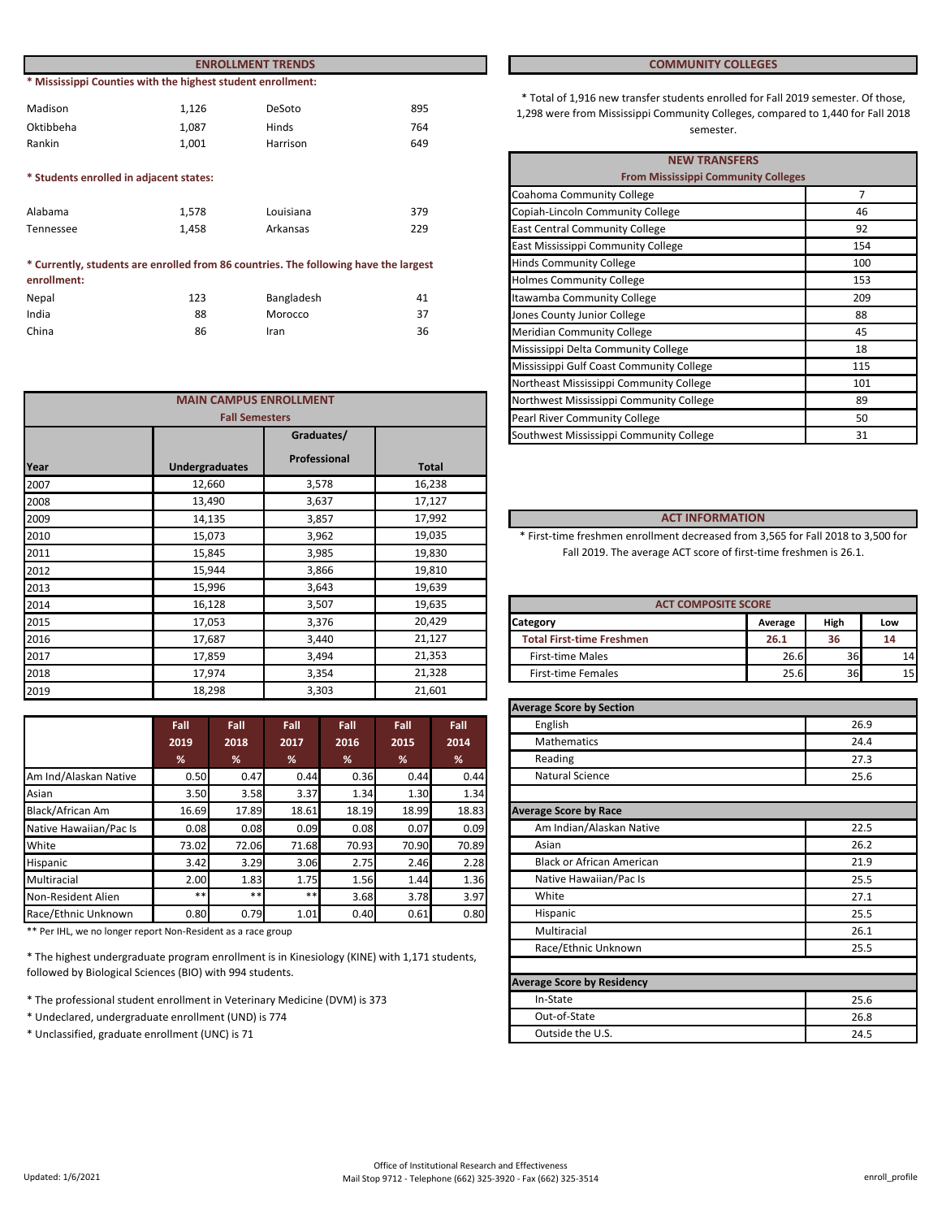## ENROLLMENT TRENDS

**\* Mississippi Counties with the highest student enrollment:**

| | | | |
|---|---|---|---|
| Madison | 1,126 | DeSoto | 895 |
| Oktibbeha | 1,087 | Hinds | 764 |
| Rankin | 1,001 | Harrison | 649 |

**\* Students enrolled in adjacent states:**

| | | | |
|---|---|---|---|
| Alabama | 1,578 | Louisiana | 379 |
| Tennessee | 1,458 | Arkansas | 229 |

**\* Currently, students are enrolled from 86 countries. The following have the largest enrollment:**

| | | | |
|---|---|---|---|
| Nepal | 123 | Bangladesh | 41 |
| India | 88 | Morocco | 37 |
| China | 86 | Iran | 36 |

## MAIN CAMPUS ENROLLMENT

**Fall Semesters**

| Year | Undergraduates | Graduates/ Professional | Total |
|---|---|---|---|
| 2007 | 12,660 | 3,578 | 16,238 |
| 2008 | 13,490 | 3,637 | 17,127 |
| 2009 | 14,135 | 3,857 | 17,992 |
| 2010 | 15,073 | 3,962 | 19,035 |
| 2011 | 15,845 | 3,985 | 19,830 |
| 2012 | 15,944 | 3,866 | 19,810 |
| 2013 | 15,996 | 3,643 | 19,639 |
| 2014 | 16,128 | 3,507 | 19,635 |
| 2015 | 17,053 | 3,376 | 20,429 |
| 2016 | 17,687 | 3,440 | 21,127 |
| 2017 | 17,859 | 3,494 | 21,353 |
| 2018 | 17,974 | 3,354 | 21,328 |
| 2019 | 18,298 | 3,303 | 21,601 |

| | Fall 2019 % | Fall 2018 % | Fall 2017 % | Fall 2016 % | Fall 2015 % | Fall 2014 % |
|---|---|---|---|---|---|---|
| Am Ind/Alaskan Native | 0.50 | 0.47 | 0.44 | 0.36 | 0.44 | 0.44 |
| Asian | 3.50 | 3.58 | 3.37 | 1.34 | 1.30 | 1.34 |
| Black/African Am | 16.69 | 17.89 | 18.61 | 18.19 | 18.99 | 18.83 |
| Native Hawaiian/Pac Is | 0.08 | 0.08 | 0.09 | 0.08 | 0.07 | 0.09 |
| White | 73.02 | 72.06 | 71.68 | 70.93 | 70.90 | 70.89 |
| Hispanic | 3.42 | 3.29 | 3.06 | 2.75 | 2.46 | 2.28 |
| Multiracial | 2.00 | 1.83 | 1.75 | 1.56 | 1.44 | 1.36 |
| Non-Resident Alien | ** | ** | ** | 3.68 | 3.78 | 3.97 |
| Race/Ethnic Unknown | 0.80 | 0.79 | 1.01 | 0.40 | 0.61 | 0.80 |

** Per IHL, we no longer report Non-Resident as a race group

\* The highest undergraduate program enrollment is in Kinesiology (KINE) with 1,171 students, followed by Biological Sciences (BIO) with 994 students.

\* The professional student enrollment in Veterinary Medicine (DVM) is 373

\* Undeclared, undergraduate enrollment (UND) is 774

\* Unclassified, graduate enrollment (UNC) is 71

## COMMUNITY COLLEGES

\* Total of 1,916 new transfer students enrolled for Fall 2019 semester. Of those, 1,298 were from Mississippi Community Colleges, compared to 1,440 for Fall 2018 semester.

| NEW TRANSFERS From Mississippi Community Colleges | |
|---|---|
| Coahoma Community College | 7 |
| Copiah-Lincoln Community College | 46 |
| East Central Community College | 92 |
| East Mississippi Community College | 154 |
| Hinds Community College | 100 |
| Holmes Community College | 153 |
| Itawamba Community College | 209 |
| Jones County Junior College | 88 |
| Meridian Community College | 45 |
| Mississippi Delta Community College | 18 |
| Mississippi Gulf Coast Community College | 115 |
| Northeast Mississippi Community College | 101 |
| Northwest Mississippi Community College | 89 |
| Pearl River Community College | 50 |
| Southwest Mississippi Community College | 31 |

## ACT INFORMATION

\* First-time freshmen enrollment decreased from 3,565 for Fall 2018 to 3,500 for Fall 2019. The average ACT score of first-time freshmen is 26.1.

**ACT COMPOSITE SCORE**

| Category | Average | High | Low |
|---|---|---|---|
| **Total First-time Freshmen** | **26.1** | **36** | **14** |
| First-time Males | 26.6 | 36 | 14 |
| First-time Females | 25.6 | 36 | 15 |

| Average Score by Section | |
|---|---|
| English | 26.9 |
| Mathematics | 24.4 |
| Reading | 27.3 |
| Natural Science | 25.6 |

| Average Score by Race | |
|---|---|
| Am Indian/Alaskan Native | 22.5 |
| Asian | 26.2 |
| Black or African American | 21.9 |
| Native Hawaiian/Pac Is | 25.5 |
| White | 27.1 |
| Hispanic | 25.5 |
| Multiracial | 26.1 |
| Race/Ethnic Unknown | 25.5 |

| Average Score by Residency | |
|---|---|
| In-State | 25.6 |
| Out-of-State | 26.8 |
| Outside the U.S. | 24.5 |

Updated: 1/6/2021

Office of Institutional Research and Effectiveness
Mail Stop 9712 - Telephone (662) 325-3920 - Fax (662) 325-3514

enroll_profile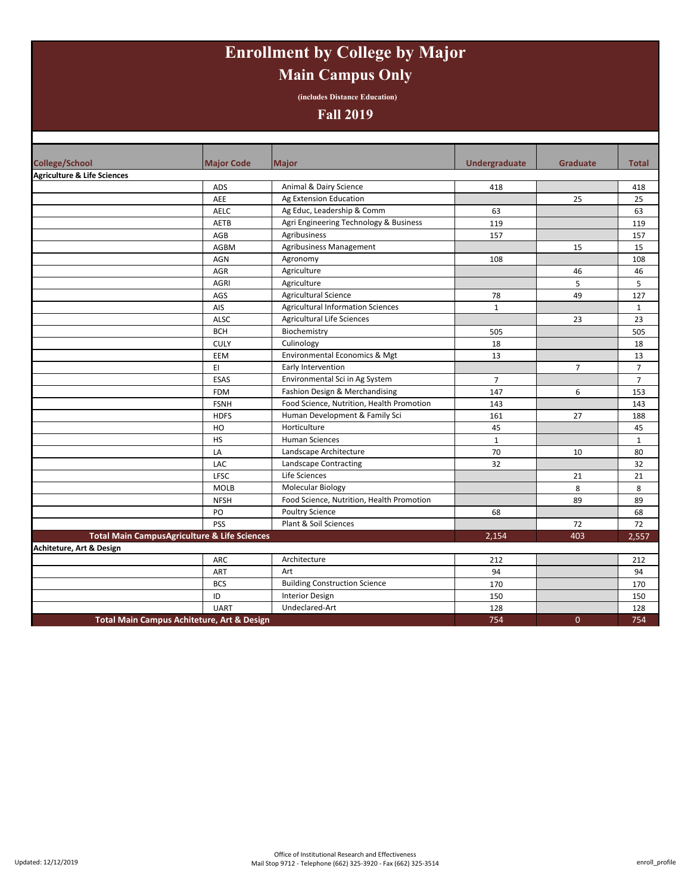# Enrollment by College by Major

## Main Campus Only

(includes Distance Education)

## Fall 2019

| College/School | Major Code | Major | Undergraduate | Graduate | Total |
|---|---|---|---|---|---|
| **Agriculture & Life Sciences** | | | | | |
| | ADS | Animal & Dairy Science | 418 | | 418 |
| | AEE | Ag Extension Education | | 25 | 25 |
| | AELC | Ag Educ, Leadership & Comm | 63 | | 63 |
| | AETB | Agri Engineering Technology & Business | 119 | | 119 |
| | AGB | Agribusiness | 157 | | 157 |
| | AGBM | Agribusiness Management | | 15 | 15 |
| | AGN | Agronomy | 108 | | 108 |
| | AGR | Agriculture | | 46 | 46 |
| | AGRI | Agriculture | | 5 | 5 |
| | AGS | Agricultural Science | 78 | 49 | 127 |
| | AIS | Agricultural Information Sciences | 1 | | 1 |
| | ALSC | Agricultural Life Sciences | | 23 | 23 |
| | BCH | Biochemistry | 505 | | 505 |
| | CULY | Culinology | 18 | | 18 |
| | EEM | Environmental Economics & Mgt | 13 | | 13 |
| | EI | Early Intervention | | 7 | 7 |
| | ESAS | Environmental Sci in Ag System | 7 | | 7 |
| | FDM | Fashion Design & Merchandising | 147 | 6 | 153 |
| | FSNH | Food Science, Nutrition, Health Promotion | 143 | | 143 |
| | HDFS | Human Development & Family Sci | 161 | 27 | 188 |
| | HO | Horticulture | 45 | | 45 |
| | HS | Human Sciences | 1 | | 1 |
| | LA | Landscape Architecture | 70 | 10 | 80 |
| | LAC | Landscape Contracting | 32 | | 32 |
| | LFSC | Life Sciences | | 21 | 21 |
| | MOLB | Molecular Biology | | 8 | 8 |
| | NFSH | Food Science, Nutrition, Health Promotion | | 89 | 89 |
| | PO | Poultry Science | 68 | | 68 |
| | PSS | Plant & Soil Sciences | | 72 | 72 |
| **Total Main CampusAgriculture & Life Sciences** | | | **2,154** | **403** | **2,557** |
| **Achiteture, Art & Design** | | | | | |
| | ARC | Architecture | 212 | | 212 |
| | ART | Art | 94 | | 94 |
| | BCS | Building Construction Science | 170 | | 170 |
| | ID | Interior Design | 150 | | 150 |
| | UART | Undeclared-Art | 128 | | 128 |
| **Total Main Campus Achiteture, Art & Design** | | | **754** | **0** | **754** |

Updated: 12/12/2019

Office of Institutional Research and Effectiveness
Mail Stop 9712 - Telephone (662) 325-3920 - Fax (662) 325-3514

enroll_profile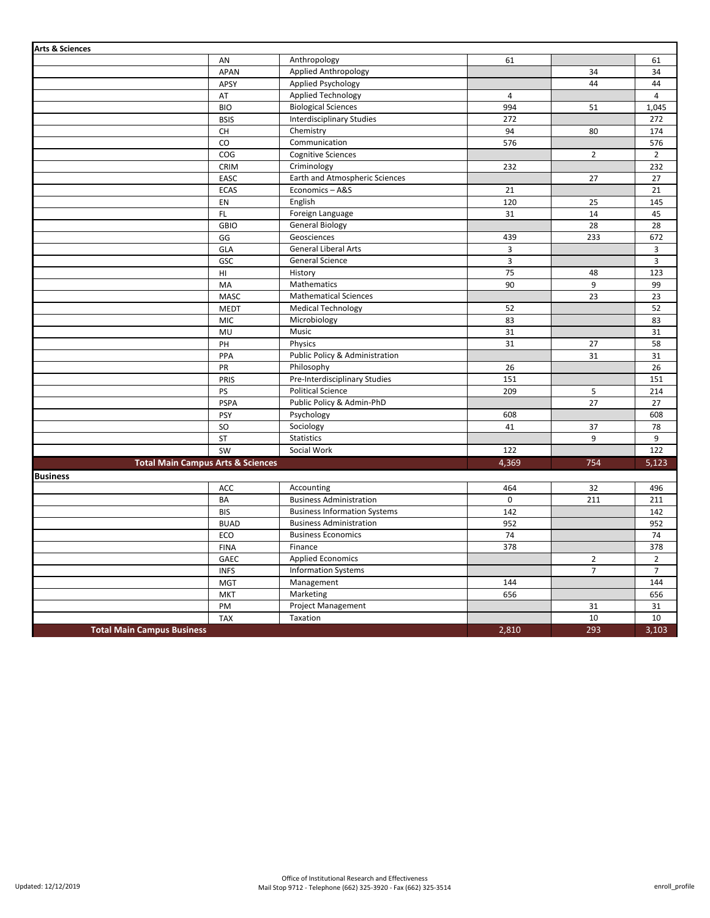| | | | | | |
|---|---|---|---|---|---|
| **Arts & Sciences** | | | | | |
| | AN | Anthropology | 61 | | 61 |
| | APAN | Applied Anthropology | | 34 | 34 |
| | APSY | Applied Psychology | | 44 | 44 |
| | AT | Applied Technology | 4 | | 4 |
| | BIO | Biological Sciences | 994 | 51 | 1,045 |
| | BSIS | Interdisciplinary Studies | 272 | | 272 |
| | CH | Chemistry | 94 | 80 | 174 |
| | CO | Communication | 576 | | 576 |
| | COG | Cognitive Sciences | | 2 | 2 |
| | CRIM | Criminology | 232 | | 232 |
| | EASC | Earth and Atmospheric Sciences | | 27 | 27 |
| | ECAS | Economics – A&S | 21 | | 21 |
| | EN | English | 120 | 25 | 145 |
| | FL | Foreign Language | 31 | 14 | 45 |
| | GBIO | General Biology | | 28 | 28 |
| | GG | Geosciences | 439 | 233 | 672 |
| | GLA | General Liberal Arts | 3 | | 3 |
| | GSC | General Science | 3 | | 3 |
| | HI | History | 75 | 48 | 123 |
| | MA | Mathematics | 90 | 9 | 99 |
| | MASC | Mathematical Sciences | | 23 | 23 |
| | MEDT | Medical Technology | 52 | | 52 |
| | MIC | Microbiology | 83 | | 83 |
| | MU | Music | 31 | | 31 |
| | PH | Physics | 31 | 27 | 58 |
| | PPA | Public Policy & Administration | | 31 | 31 |
| | PR | Philosophy | 26 | | 26 |
| | PRIS | Pre-Interdisciplinary Studies | 151 | | 151 |
| | PS | Political Science | 209 | 5 | 214 |
| | PSPA | Public Policy & Admin-PhD | | 27 | 27 |
| | PSY | Psychology | 608 | | 608 |
| | SO | Sociology | 41 | 37 | 78 |
| | ST | Statistics | | 9 | 9 |
| | SW | Social Work | 122 | | 122 |
| **Total Main Campus Arts & Sciences** | | | 4,369 | 754 | 5,123 |
| **Business** | | | | | |
| | ACC | Accounting | 464 | 32 | 496 |
| | BA | Business Administration | 0 | 211 | 211 |
| | BIS | Business Information Systems | 142 | | 142 |
| | BUAD | Business Administration | 952 | | 952 |
| | ECO | Business Economics | 74 | | 74 |
| | FINA | Finance | 378 | | 378 |
| | GAEC | Applied Economics | | 2 | 2 |
| | INFS | Information Systems | | 7 | 7 |
| | MGT | Management | 144 | | 144 |
| | MKT | Marketing | 656 | | 656 |
| | PM | Project Management | | 31 | 31 |
| | TAX | Taxation | | 10 | 10 |
| **Total Main Campus Business** | | | 2,810 | 293 | 3,103 |

Updated: 12/12/2019

Office of Institutional Research and Effectiveness
Mail Stop 9712 - Telephone (662) 325-3920 - Fax (662) 325-3514

enroll_profile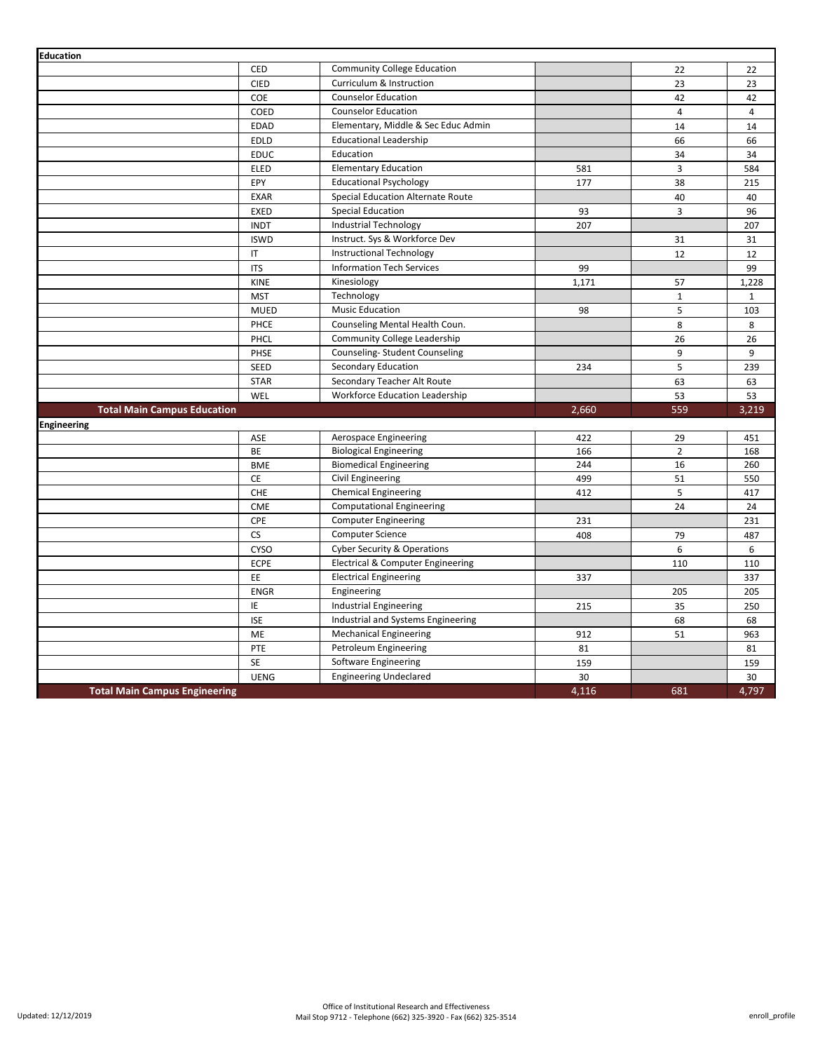| | | | | | |
|---|---|---|---|---|---|
| **Education** | | | | | |
| | CED | Community College Education | | 22 | 22 |
| | CIED | Curriculum & Instruction | | 23 | 23 |
| | COE | Counselor Education | | 42 | 42 |
| | COED | Counselor Education | | 4 | 4 |
| | EDAD | Elementary, Middle & Sec Educ Admin | | 14 | 14 |
| | EDLD | Educational Leadership | | 66 | 66 |
| | EDUC | Education | | 34 | 34 |
| | ELED | Elementary Education | 581 | 3 | 584 |
| | EPY | Educational Psychology | 177 | 38 | 215 |
| | EXAR | Special Education Alternate Route | | 40 | 40 |
| | EXED | Special Education | 93 | 3 | 96 |
| | INDT | Industrial Technology | 207 | | 207 |
| | ISWD | Instruct. Sys & Workforce Dev | | 31 | 31 |
| | IT | Instructional Technology | | 12 | 12 |
| | ITS | Information Tech Services | 99 | | 99 |
| | KINE | Kinesiology | 1,171 | 57 | 1,228 |
| | MST | Technology | | 1 | 1 |
| | MUED | Music Education | 98 | 5 | 103 |
| | PHCE | Counseling Mental Health Coun. | | 8 | 8 |
| | PHCL | Community College Leadership | | 26 | 26 |
| | PHSE | Counseling- Student Counseling | | 9 | 9 |
| | SEED | Secondary Education | 234 | 5 | 239 |
| | STAR | Secondary Teacher Alt Route | | 63 | 63 |
| | WEL | Workforce Education Leadership | | 53 | 53 |
| **Total Main Campus Education** | | | 2,660 | 559 | 3,219 |
| **Engineering** | | | | | |
| | ASE | Aerospace Engineering | 422 | 29 | 451 |
| | BE | Biological Engineering | 166 | 2 | 168 |
| | BME | Biomedical Engineering | 244 | 16 | 260 |
| | CE | Civil Engineering | 499 | 51 | 550 |
| | CHE | Chemical Engineering | 412 | 5 | 417 |
| | CME | Computational Engineering | | 24 | 24 |
| | CPE | Computer Engineering | 231 | | 231 |
| | CS | Computer Science | 408 | 79 | 487 |
| | CYSO | Cyber Security & Operations | | 6 | 6 |
| | ECPE | Electrical & Computer Engineering | | 110 | 110 |
| | EE | Electrical Engineering | 337 | | 337 |
| | ENGR | Engineering | | 205 | 205 |
| | IE | Industrial Engineering | 215 | 35 | 250 |
| | ISE | Industrial and Systems Engineering | | 68 | 68 |
| | ME | Mechanical Engineering | 912 | 51 | 963 |
| | PTE | Petroleum Engineering | 81 | | 81 |
| | SE | Software Engineering | 159 | | 159 |
| | UENG | Engineering Undeclared | 30 | | 30 |
| **Total Main Campus Engineering** | | | 4,116 | 681 | 4,797 |

Updated: 12/12/2019

Office of Institutional Research and Effectiveness
Mail Stop 9712 - Telephone (662) 325-3920 - Fax (662) 325-3514

enroll_profile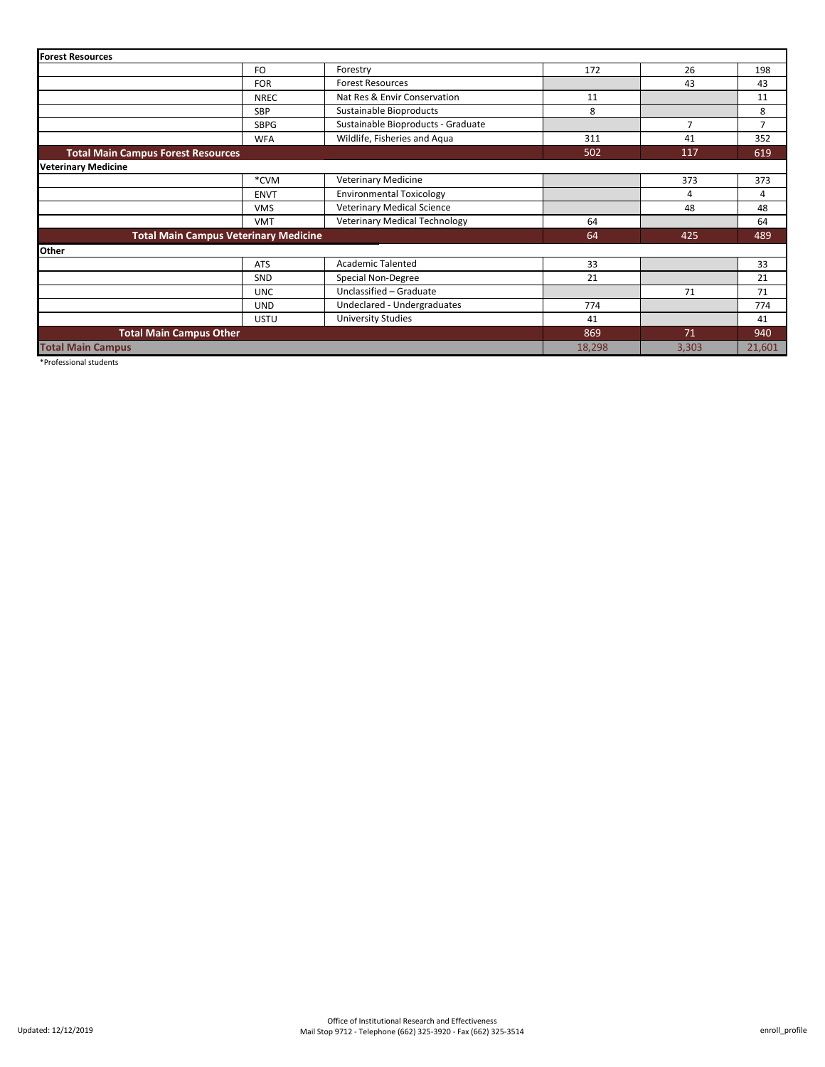| | | | | | |
|---|---|---|---|---|---|
| **Forest Resources** | | | | | |
| | FO | Forestry | 172 | 26 | 198 |
| | FOR | Forest Resources | | 43 | 43 |
| | NREC | Nat Res & Envir Conservation | 11 | | 11 |
| | SBP | Sustainable Bioproducts | 8 | | 8 |
| | SBPG | Sustainable Bioproducts - Graduate | | 7 | 7 |
| | WFA | Wildlife, Fisheries and Aqua | 311 | 41 | 352 |
| **Total Main Campus Forest Resources** | | | 502 | 117 | 619 |
| **Veterinary Medicine** | | | | | |
| | *CVM | Veterinary Medicine | | 373 | 373 |
| | ENVT | Environmental Toxicology | | 4 | 4 |
| | VMS | Veterinary Medical Science | | 48 | 48 |
| | VMT | Veterinary Medical Technology | 64 | | 64 |
| **Total Main Campus Veterinary Medicine** | | | 64 | 425 | 489 |
| **Other** | | | | | |
| | ATS | Academic Talented | 33 | | 33 |
| | SND | Special Non-Degree | 21 | | 21 |
| | UNC | Unclassified – Graduate | | 71 | 71 |
| | UND | Undeclared - Undergraduates | 774 | | 774 |
| | USTU | University Studies | 41 | | 41 |
| **Total Main Campus Other** | | | 869 | 71 | 940 |
| **Total Main Campus** | | | 18,298 | 3,303 | 21,601 |

*Professional students

Updated: 12/12/2019

Office of Institutional Research and Effectiveness
Mail Stop 9712 - Telephone (662) 325-3920 - Fax (662) 325-3514

enroll_profile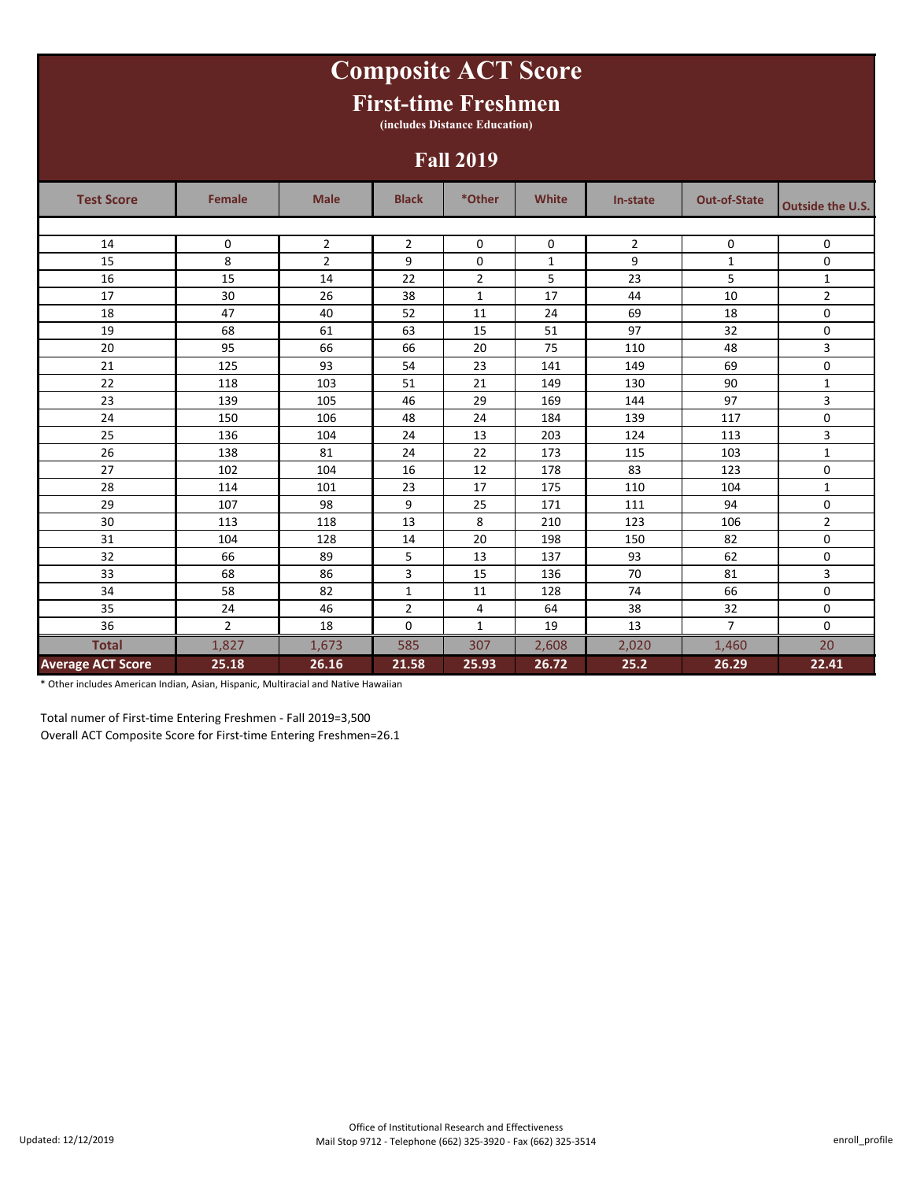# Composite ACT Score

## First-time Freshmen

(includes Distance Education)

## Fall 2019

| Test Score | Female | Male | Black | *Other | White | In-state | Out-of-State | Outside the U.S. |
|---|---|---|---|---|---|---|---|---|
| 14 | 0 | 2 | 2 | 0 | 0 | 2 | 0 | 0 |
| 15 | 8 | 2 | 9 | 0 | 1 | 9 | 1 | 0 |
| 16 | 15 | 14 | 22 | 2 | 5 | 23 | 5 | 1 |
| 17 | 30 | 26 | 38 | 1 | 17 | 44 | 10 | 2 |
| 18 | 47 | 40 | 52 | 11 | 24 | 69 | 18 | 0 |
| 19 | 68 | 61 | 63 | 15 | 51 | 97 | 32 | 0 |
| 20 | 95 | 66 | 66 | 20 | 75 | 110 | 48 | 3 |
| 21 | 125 | 93 | 54 | 23 | 141 | 149 | 69 | 0 |
| 22 | 118 | 103 | 51 | 21 | 149 | 130 | 90 | 1 |
| 23 | 139 | 105 | 46 | 29 | 169 | 144 | 97 | 3 |
| 24 | 150 | 106 | 48 | 24 | 184 | 139 | 117 | 0 |
| 25 | 136 | 104 | 24 | 13 | 203 | 124 | 113 | 3 |
| 26 | 138 | 81 | 24 | 22 | 173 | 115 | 103 | 1 |
| 27 | 102 | 104 | 16 | 12 | 178 | 83 | 123 | 0 |
| 28 | 114 | 101 | 23 | 17 | 175 | 110 | 104 | 1 |
| 29 | 107 | 98 | 9 | 25 | 171 | 111 | 94 | 0 |
| 30 | 113 | 118 | 13 | 8 | 210 | 123 | 106 | 2 |
| 31 | 104 | 128 | 14 | 20 | 198 | 150 | 82 | 0 |
| 32 | 66 | 89 | 5 | 13 | 137 | 93 | 62 | 0 |
| 33 | 68 | 86 | 3 | 15 | 136 | 70 | 81 | 3 |
| 34 | 58 | 82 | 1 | 11 | 128 | 74 | 66 | 0 |
| 35 | 24 | 46 | 2 | 4 | 64 | 38 | 32 | 0 |
| 36 | 2 | 18 | 0 | 1 | 19 | 13 | 7 | 0 |
| **Total** | 1,827 | 1,673 | 585 | 307 | 2,608 | 2,020 | 1,460 | 20 |
| **Average ACT Score** | **25.18** | **26.16** | **21.58** | **25.93** | **26.72** | **25.2** | **26.29** | **22.41** |

* Other includes American Indian, Asian, Hispanic, Multiracial and Native Hawaiian

Total numer of First-time Entering Freshmen - Fall 2019=3,500

Overall ACT Composite Score for First-time Entering Freshmen=26.1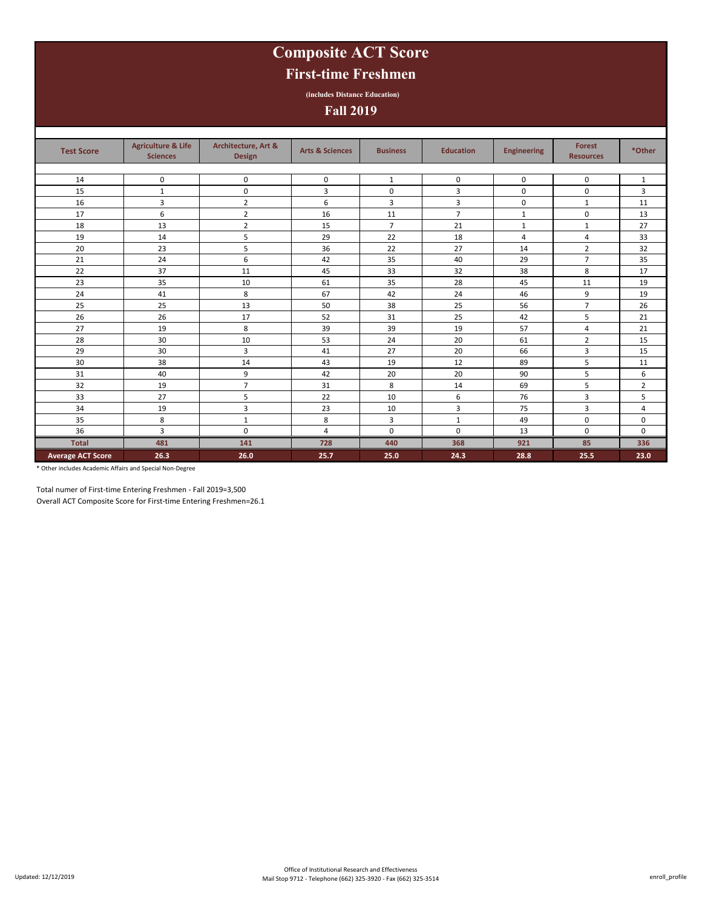# Composite ACT Score

## First-time Freshmen

**(includes Distance Education)**

## Fall 2019

| Test Score | Agriculture & Life Sciences | Architecture, Art & Design | Arts & Sciences | Business | Education | Engineering | Forest Resources | *Other |
|---|---|---|---|---|---|---|---|---|
| 14 | 0 | 0 | 0 | 1 | 0 | 0 | 0 | 1 |
| 15 | 1 | 0 | 3 | 0 | 3 | 0 | 0 | 3 |
| 16 | 3 | 2 | 6 | 3 | 3 | 0 | 1 | 11 |
| 17 | 6 | 2 | 16 | 11 | 7 | 1 | 0 | 13 |
| 18 | 13 | 2 | 15 | 7 | 21 | 1 | 1 | 27 |
| 19 | 14 | 5 | 29 | 22 | 18 | 4 | 4 | 33 |
| 20 | 23 | 5 | 36 | 22 | 27 | 14 | 2 | 32 |
| 21 | 24 | 6 | 42 | 35 | 40 | 29 | 7 | 35 |
| 22 | 37 | 11 | 45 | 33 | 32 | 38 | 8 | 17 |
| 23 | 35 | 10 | 61 | 35 | 28 | 45 | 11 | 19 |
| 24 | 41 | 8 | 67 | 42 | 24 | 46 | 9 | 19 |
| 25 | 25 | 13 | 50 | 38 | 25 | 56 | 7 | 26 |
| 26 | 26 | 17 | 52 | 31 | 25 | 42 | 5 | 21 |
| 27 | 19 | 8 | 39 | 39 | 19 | 57 | 4 | 21 |
| 28 | 30 | 10 | 53 | 24 | 20 | 61 | 2 | 15 |
| 29 | 30 | 3 | 41 | 27 | 20 | 66 | 3 | 15 |
| 30 | 38 | 14 | 43 | 19 | 12 | 89 | 5 | 11 |
| 31 | 40 | 9 | 42 | 20 | 20 | 90 | 5 | 6 |
| 32 | 19 | 7 | 31 | 8 | 14 | 69 | 5 | 2 |
| 33 | 27 | 5 | 22 | 10 | 6 | 76 | 3 | 5 |
| 34 | 19 | 3 | 23 | 10 | 3 | 75 | 3 | 4 |
| 35 | 8 | 1 | 8 | 3 | 1 | 49 | 0 | 0 |
| 36 | 3 | 0 | 4 | 0 | 0 | 13 | 0 | 0 |
| **Total** | **481** | **141** | **728** | **440** | **368** | **921** | **85** | **336** |
| **Average ACT Score** | **26.3** | **26.0** | **25.7** | **25.0** | **24.3** | **28.8** | **25.5** | **23.0** |

* Other includes Academic Affairs and Special Non-Degree

Total numer of First-time Entering Freshmen - Fall 2019=3,500

Overall ACT Composite Score for First-time Entering Freshmen=26.1

Updated: 12/12/2019

Office of Institutional Research and Effectiveness
Mail Stop 9712 - Telephone (662) 325-3920 - Fax (662) 325-3514

enroll_profile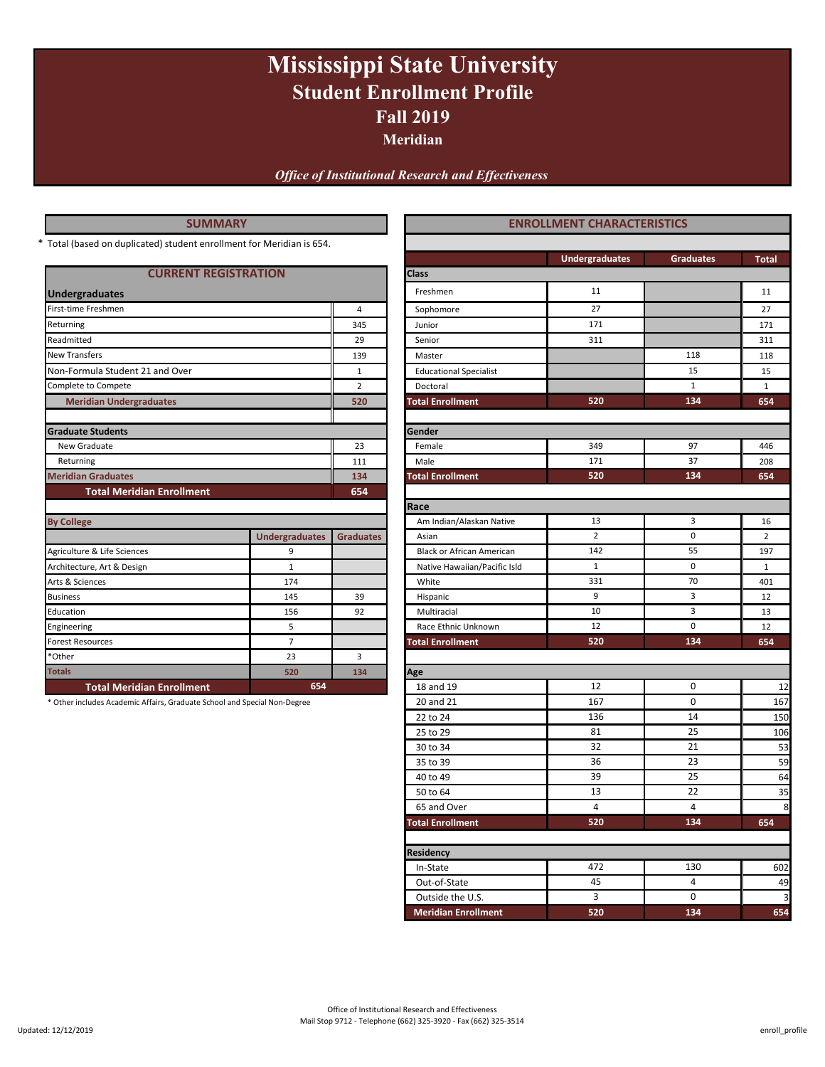# Mississippi State University

## Student Enrollment Profile

## Fall 2019

### Meridian

*Office of Institutional Research and Effectiveness*

## SUMMARY

* Total (based on duplicated) student enrollment for Meridian is 654.

### CURRENT REGISTRATION

| Undergraduates | |
|---|---|
| First-time Freshmen | 4 |
| Returning | 345 |
| Readmitted | 29 |
| New Transfers | 139 |
| Non-Formula Student 21 and Over | 1 |
| Complete to Compete | 2 |
| **Meridian Undergraduates** | **520** |
| **Graduate Students** | |
| New Graduate | 23 |
| Returning | 111 |
| **Meridian Graduates** | **134** |
| **Total Meridian Enrollment** | **654** |

### By College

| | Undergraduates | Graduates |
|---|---|---|
| Agriculture & Life Sciences | 9 | |
| Architecture, Art & Design | 1 | |
| Arts & Sciences | 174 | |
| Business | 145 | 39 |
| Education | 156 | 92 |
| Engineering | 5 | |
| Forest Resources | 7 | |
| *Other | 23 | 3 |
| **Totals** | **520** | **134** |
| **Total Meridian Enrollment** | **654** | |

* Other includes Academic Affairs, Graduate School and Special Non-Degree

## ENROLLMENT CHARACTERISTICS

| | Undergraduates | Graduates | Total |
|---|---|---|---|
| **Class** | | | |
| Freshmen | 11 | | 11 |
| Sophomore | 27 | | 27 |
| Junior | 171 | | 171 |
| Senior | 311 | | 311 |
| Master | | 118 | 118 |
| Educational Specialist | | 15 | 15 |
| Doctoral | | 1 | 1 |
| **Total Enrollment** | **520** | **134** | **654** |
| **Gender** | | | |
| Female | 349 | 97 | 446 |
| Male | 171 | 37 | 208 |
| **Total Enrollment** | **520** | **134** | **654** |
| **Race** | | | |
| Am Indian/Alaskan Native | 13 | 3 | 16 |
| Asian | 2 | 0 | 2 |
| Black or African American | 142 | 55 | 197 |
| Native Hawaiian/Pacific Isld | 1 | 0 | 1 |
| White | 331 | 70 | 401 |
| Hispanic | 9 | 3 | 12 |
| Multiracial | 10 | 3 | 13 |
| Race Ethnic Unknown | 12 | 0 | 12 |
| **Total Enrollment** | **520** | **134** | **654** |
| **Age** | | | |
| 18 and 19 | 12 | 0 | 12 |
| 20 and 21 | 167 | 0 | 167 |
| 22 to 24 | 136 | 14 | 150 |
| 25 to 29 | 81 | 25 | 106 |
| 30 to 34 | 32 | 21 | 53 |
| 35 to 39 | 36 | 23 | 59 |
| 40 to 49 | 39 | 25 | 64 |
| 50 to 64 | 13 | 22 | 35 |
| 65 and Over | 4 | 4 | 8 |
| **Total Enrollment** | **520** | **134** | **654** |
| **Residency** | | | |
| In-State | 472 | 130 | 602 |
| Out-of-State | 45 | 4 | 49 |
| Outside the U.S. | 3 | 0 | 3 |
| **Meridian Enrollment** | **520** | **134** | **654** |

Office of Institutional Research and Effectiveness
Mail Stop 9712 - Telephone (662) 325-3920 - Fax (662) 325-3514

Updated: 12/12/2019

enroll_profile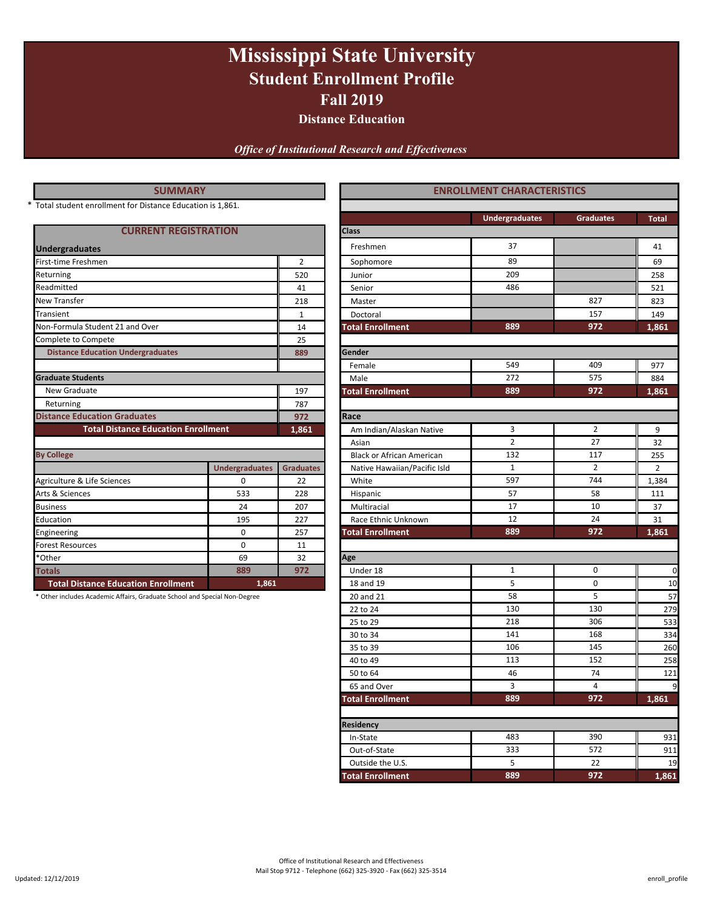# Mississippi State University

## Student Enrollment Profile

## Fall 2019

### Distance Education

*Office of Institutional Research and Effectiveness*

## SUMMARY

* Total student enrollment for Distance Education is 1,861.

### CURRENT REGISTRATION

| Undergraduates | |
|---|---|
| First-time Freshmen | 2 |
| Returning | 520 |
| Readmitted | 41 |
| New Transfer | 218 |
| Transient | 1 |
| Non-Formula Student 21 and Over | 14 |
| Complete to Compete | 25 |
| **Distance Education Undergraduates** | **889** |
| | |
| **Graduate Students** | |
| New Graduate | 197 |
| Returning | 787 |
| **Distance Education Graduates** | **972** |
| **Total Distance Education Enrollment** | **1,861** |

### By College

| | Undergraduates | Graduates |
|---|---|---|
| Agriculture & Life Sciences | 0 | 22 |
| Arts & Sciences | 533 | 228 |
| Business | 24 | 207 |
| Education | 195 | 227 |
| Engineering | 0 | 257 |
| Forest Resources | 0 | 11 |
| *Other | 69 | 32 |
| **Totals** | **889** | **972** |
| **Total Distance Education Enrollment** | **1,861** | |

* Other includes Academic Affairs, Graduate School and Special Non-Degree

## ENROLLMENT CHARACTERISTICS

| | Undergraduates | Graduates | Total |
|---|---|---|---|
| **Class** | | | |
| Freshmen | 37 | | 41 |
| Sophomore | 89 | | 69 |
| Junior | 209 | | 258 |
| Senior | 486 | | 521 |
| Master | | 827 | 823 |
| Doctoral | | 157 | 149 |
| **Total Enrollment** | **889** | **972** | **1,861** |
| **Gender** | | | |
| Female | 549 | 409 | 977 |
| Male | 272 | 575 | 884 |
| **Total Enrollment** | **889** | **972** | **1,861** |
| **Race** | | | |
| Am Indian/Alaskan Native | 3 | 2 | 9 |
| Asian | 2 | 27 | 32 |
| Black or African American | 132 | 117 | 255 |
| Native Hawaiian/Pacific Isld | 1 | 2 | 2 |
| White | 597 | 744 | 1,384 |
| Hispanic | 57 | 58 | 111 |
| Multiracial | 17 | 10 | 37 |
| Race Ethnic Unknown | 12 | 24 | 31 |
| **Total Enrollment** | **889** | **972** | **1,861** |
| **Age** | | | |
| Under 18 | 1 | 0 | 0 |
| 18 and 19 | 5 | 0 | 10 |
| 20 and 21 | 58 | 5 | 57 |
| 22 to 24 | 130 | 130 | 279 |
| 25 to 29 | 218 | 306 | 533 |
| 30 to 34 | 141 | 168 | 334 |
| 35 to 39 | 106 | 145 | 260 |
| 40 to 49 | 113 | 152 | 258 |
| 50 to 64 | 46 | 74 | 121 |
| 65 and Over | 3 | 4 | 9 |
| **Total Enrollment** | **889** | **972** | **1,861** |
| **Residency** | | | |
| In-State | 483 | 390 | 931 |
| Out-of-State | 333 | 572 | 911 |
| Outside the U.S. | 5 | 22 | 19 |
| **Total Enrollment** | **889** | **972** | **1,861** |

Office of Institutional Research and Effectiveness
Mail Stop 9712 - Telephone (662) 325-3920 - Fax (662) 325-3514

Updated: 12/12/2019

enroll_profile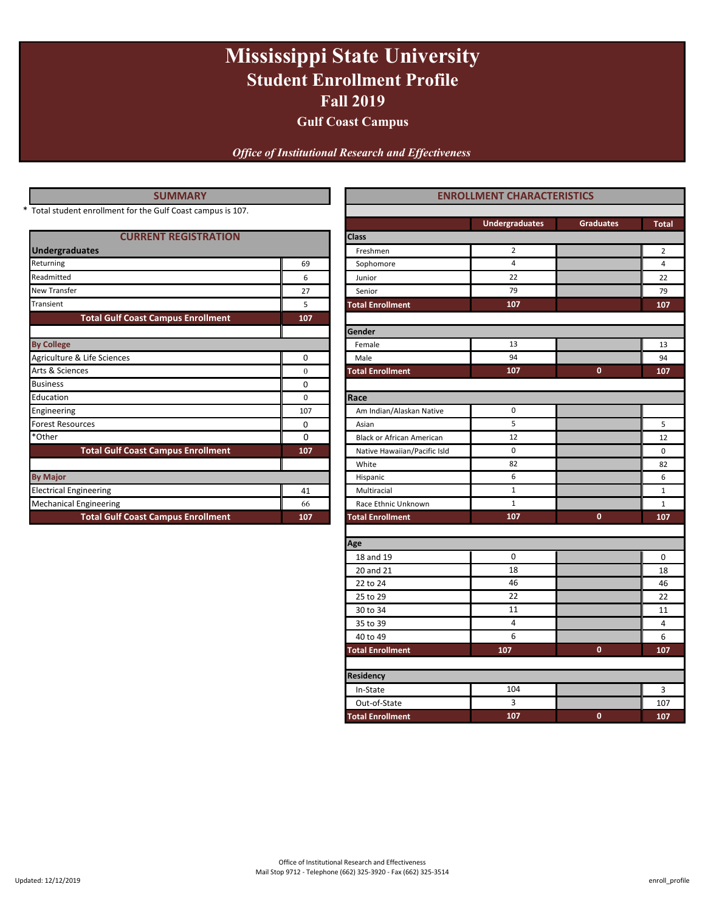# Mississippi State University
## Student Enrollment Profile
## Fall 2019
### Gulf Coast Campus

*Office of Institutional Research and Effectiveness*

## SUMMARY

* Total student enrollment for the Gulf Coast campus is 107.

| CURRENT REGISTRATION | |
|---|---|
| **Undergraduates** | |
| Returning | 69 |
| Readmitted | 6 |
| New Transfer | 27 |
| Transient | 5 |
| **Total Gulf Coast Campus Enrollment** | **107** |
| | |
| **By College** | |
| Agriculture & Life Sciences | 0 |
| Arts & Sciences | 0 |
| Business | 0 |
| Education | 0 |
| Engineering | 107 |
| Forest Resources | 0 |
| *Other | 0 |
| **Total Gulf Coast Campus Enrollment** | **107** |
| | |
| **By Major** | |
| Electrical Engineering | 41 |
| Mechanical Engineering | 66 |
| **Total Gulf Coast Campus Enrollment** | **107** |

## ENROLLMENT CHARACTERISTICS

| | Undergraduates | Graduates | Total |
|---|---|---|---|
| **Class** | | | |
| Freshmen | 2 | | 2 |
| Sophomore | 4 | | 4 |
| Junior | 22 | | 22 |
| Senior | 79 | | 79 |
| **Total Enrollment** | **107** | | **107** |
| **Gender** | | | |
| Female | 13 | | 13 |
| Male | 94 | | 94 |
| **Total Enrollment** | **107** | **0** | **107** |
| **Race** | | | |
| Am Indian/Alaskan Native | 0 | | |
| Asian | 5 | | 5 |
| Black or African American | 12 | | 12 |
| Native Hawaiian/Pacific Isld | 0 | | 0 |
| White | 82 | | 82 |
| Hispanic | 6 | | 6 |
| Multiracial | 1 | | 1 |
| Race Ethnic Unknown | 1 | | 1 |
| **Total Enrollment** | **107** | **0** | **107** |
| **Age** | | | |
| 18 and 19 | 0 | | 0 |
| 20 and 21 | 18 | | 18 |
| 22 to 24 | 46 | | 46 |
| 25 to 29 | 22 | | 22 |
| 30 to 34 | 11 | | 11 |
| 35 to 39 | 4 | | 4 |
| 40 to 49 | 6 | | 6 |
| **Total Enrollment** | **107** | **0** | **107** |
| **Residency** | | | |
| In-State | 104 | | 3 |
| Out-of-State | 3 | | 107 |
| **Total Enrollment** | **107** | **0** | **107** |

Office of Institutional Research and Effectiveness
Mail Stop 9712 - Telephone (662) 325-3920 - Fax (662) 325-3514

Updated: 12/12/2019